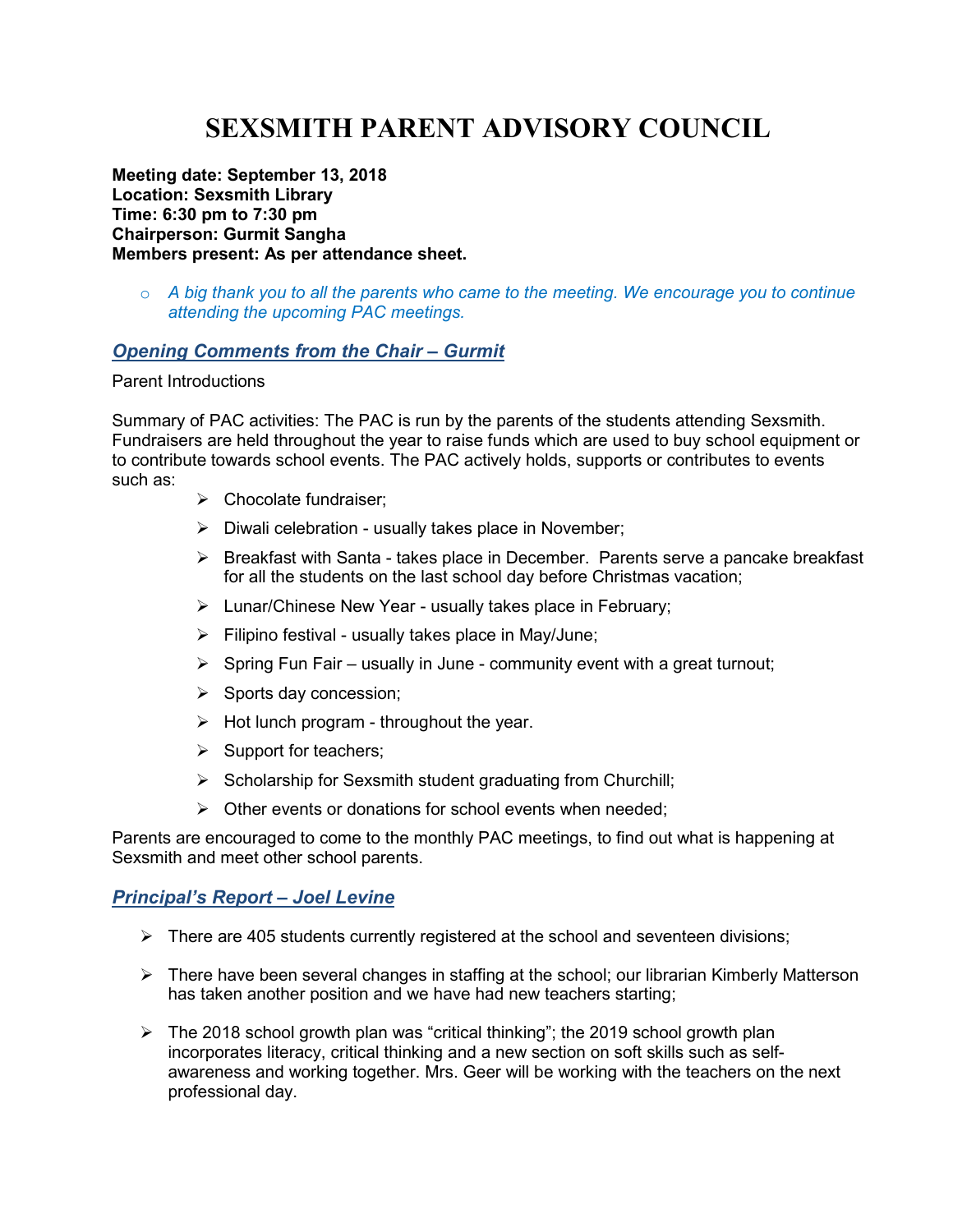# SEXSMITH PARENT ADVISORY COUNCIL

**Meeting date: September 13, 2018**
**Location: Sexsmith Library**
**Time: 6:30 pm to 7:30 pm**
**Chairperson: Gurmit Sangha**
**Members present: As per attendance sheet.**

- *A big thank you to all the parents who came to the meeting. We encourage you to continue attending the upcoming PAC meetings.*

## *Opening Comments from the Chair – Gurmit*

Parent Introductions

Summary of PAC activities: The PAC is run by the parents of the students attending Sexsmith. Fundraisers are held throughout the year to raise funds which are used to buy school equipment or to contribute towards school events. The PAC actively holds, supports or contributes to events such as:

- Chocolate fundraiser;
- Diwali celebration - usually takes place in November;
- Breakfast with Santa - takes place in December. Parents serve a pancake breakfast for all the students on the last school day before Christmas vacation;
- Lunar/Chinese New Year - usually takes place in February;
- Filipino festival - usually takes place in May/June;
- Spring Fun Fair – usually in June - community event with a great turnout;
- Sports day concession;
- Hot lunch program - throughout the year.
- Support for teachers;
- Scholarship for Sexsmith student graduating from Churchill;
- Other events or donations for school events when needed;

Parents are encouraged to come to the monthly PAC meetings, to find out what is happening at Sexsmith and meet other school parents.

## *Principal's Report – Joel Levine*

- There are 405 students currently registered at the school and seventeen divisions;
- There have been several changes in staffing at the school; our librarian Kimberly Matterson has taken another position and we have had new teachers starting;
- The 2018 school growth plan was "critical thinking"; the 2019 school growth plan incorporates literacy, critical thinking and a new section on soft skills such as self-awareness and working together. Mrs. Geer will be working with the teachers on the next professional day.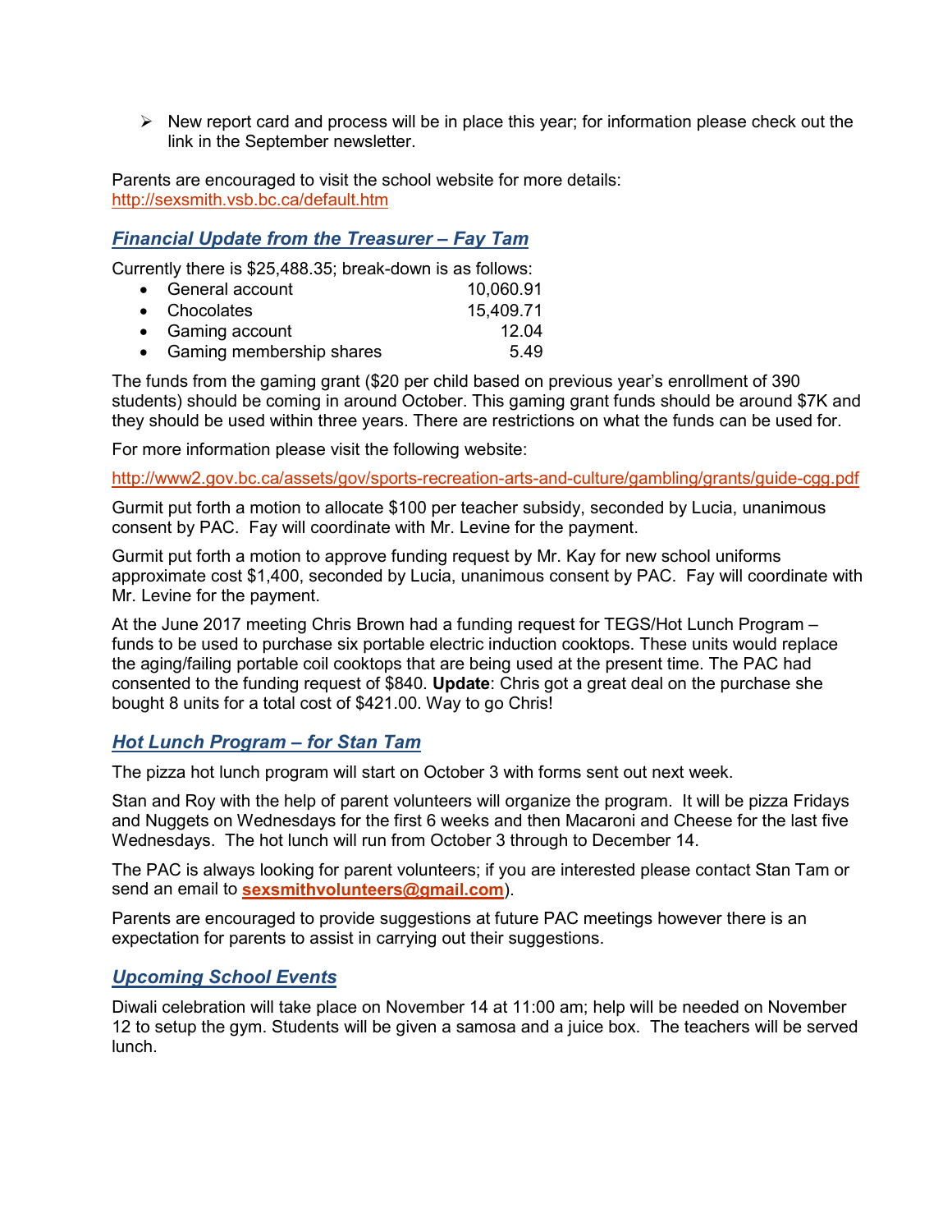- ➢ New report card and process will be in place this year; for information please check out the link in the September newsletter.

Parents are encouraged to visit the school website for more details: http://sexsmith.vsb.bc.ca/default.htm

## *Financial Update from the Treasurer – Fay Tam*

Currently there is $25,488.35; break-down is as follows:

| | |
|---|---:|
| • General account | 10,060.91 |
| • Chocolates | 15,409.71 |
| • Gaming account | 12.04 |
| • Gaming membership shares | 5.49 |

The funds from the gaming grant ($20 per child based on previous year's enrollment of 390 students) should be coming in around October. This gaming grant funds should be around $7K and they should be used within three years. There are restrictions on what the funds can be used for.

For more information please visit the following website:

http://www2.gov.bc.ca/assets/gov/sports-recreation-arts-and-culture/gambling/grants/guide-cgg.pdf

Gurmit put forth a motion to allocate $100 per teacher subsidy, seconded by Lucia, unanimous consent by PAC. Fay will coordinate with Mr. Levine for the payment.

Gurmit put forth a motion to approve funding request by Mr. Kay for new school uniforms approximate cost $1,400, seconded by Lucia, unanimous consent by PAC. Fay will coordinate with Mr. Levine for the payment.

At the June 2017 meeting Chris Brown had a funding request for TEGS/Hot Lunch Program – funds to be used to purchase six portable electric induction cooktops. These units would replace the aging/failing portable coil cooktops that are being used at the present time. The PAC had consented to the funding request of $840. **Update**: Chris got a great deal on the purchase she bought 8 units for a total cost of $421.00. Way to go Chris!

## *Hot Lunch Program – for Stan Tam*

The pizza hot lunch program will start on October 3 with forms sent out next week.

Stan and Roy with the help of parent volunteers will organize the program. It will be pizza Fridays and Nuggets on Wednesdays for the first 6 weeks and then Macaroni and Cheese for the last five Wednesdays. The hot lunch will run from October 3 through to December 14.

The PAC is always looking for parent volunteers; if you are interested please contact Stan Tam or send an email to **sexsmithvolunteers@gmail.com**).

Parents are encouraged to provide suggestions at future PAC meetings however there is an expectation for parents to assist in carrying out their suggestions.

## *Upcoming School Events*

Diwali celebration will take place on November 14 at 11:00 am; help will be needed on November 12 to setup the gym. Students will be given a samosa and a juice box. The teachers will be served lunch.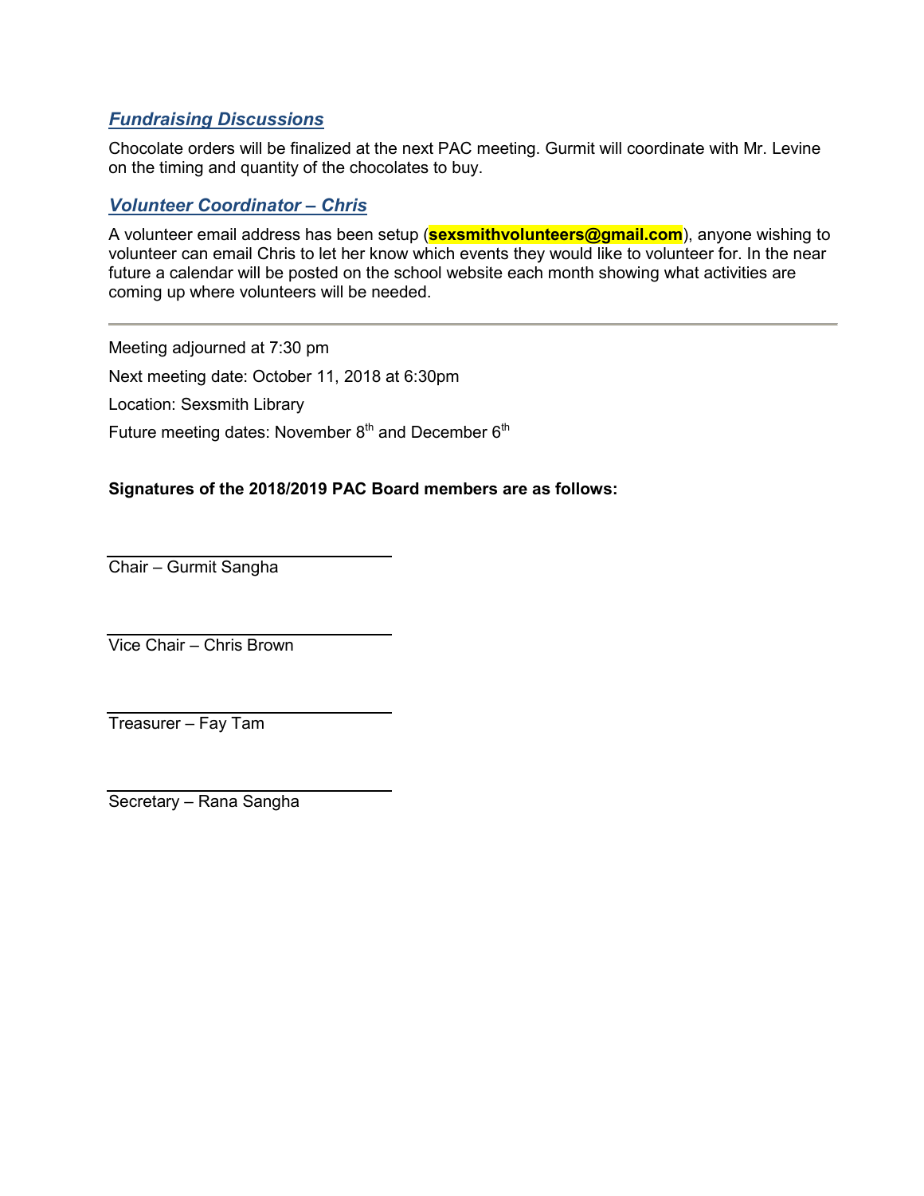### ***Fundraising Discussions***

Chocolate orders will be finalized at the next PAC meeting. Gurmit will coordinate with Mr. Levine on the timing and quantity of the chocolates to buy.

### ***Volunteer Coordinator – Chris***

A volunteer email address has been setup (**sexsmithvolunteers@gmail.com**), anyone wishing to volunteer can email Chris to let her know which events they would like to volunteer for. In the near future a calendar will be posted on the school website each month showing what activities are coming up where volunteers will be needed.

---

Meeting adjourned at 7:30 pm

Next meeting date: October 11, 2018 at 6:30pm

Location: Sexsmith Library

Future meeting dates: November 8th and December 6th

**Signatures of the 2018/2019 PAC Board members are as follows:**

\_\_\_\_\_\_\_\_\_\_\_\_\_\_\_\_\_\_\_\_\_\_\_\_\_\_\_\_\_\_

Chair – Gurmit Sangha

\_\_\_\_\_\_\_\_\_\_\_\_\_\_\_\_\_\_\_\_\_\_\_\_\_\_\_\_\_\_

Vice Chair – Chris Brown

\_\_\_\_\_\_\_\_\_\_\_\_\_\_\_\_\_\_\_\_\_\_\_\_\_\_\_\_\_\_

Treasurer – Fay Tam

\_\_\_\_\_\_\_\_\_\_\_\_\_\_\_\_\_\_\_\_\_\_\_\_\_\_\_\_\_\_

Secretary – Rana Sangha